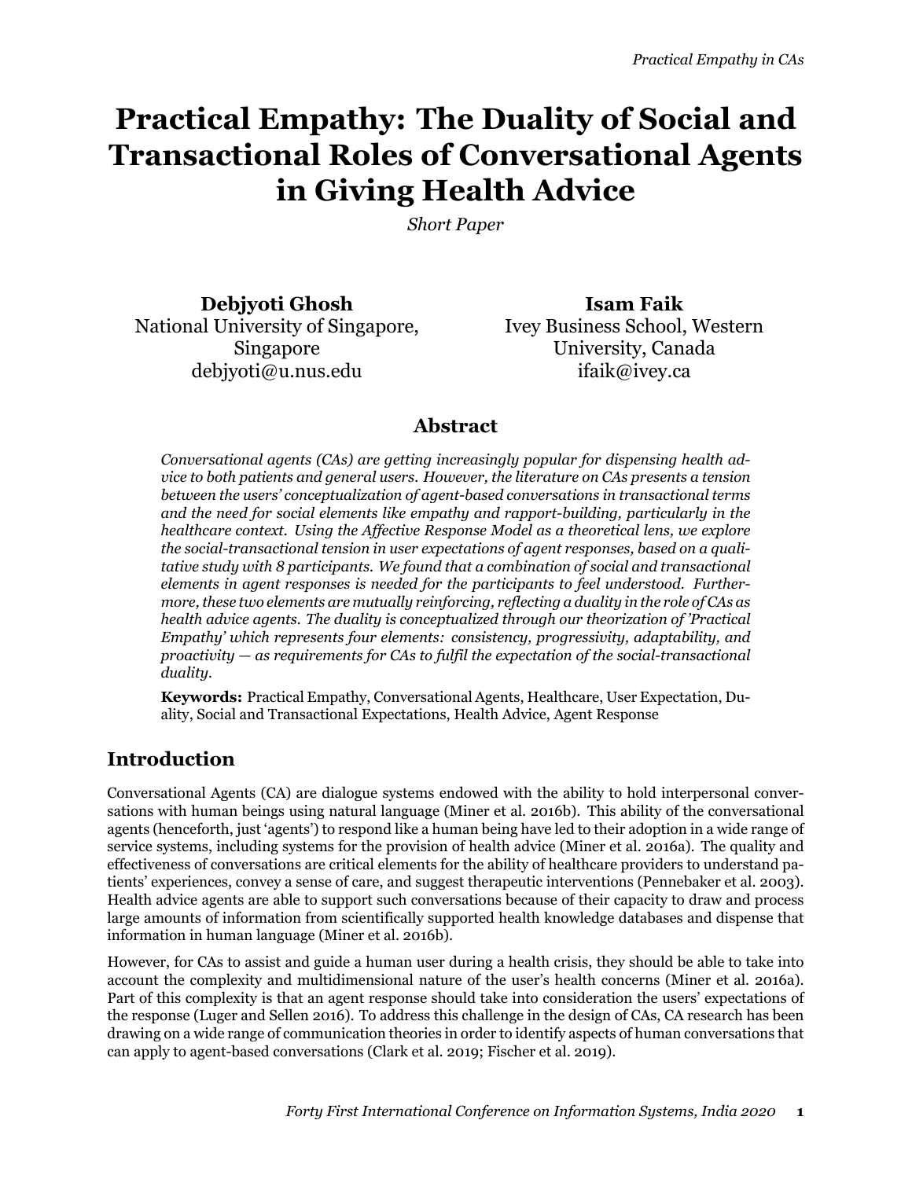# Practical Empathy: The Duality of Social and Transactional Roles of Conversational Agents in Giving Health Advice

*Short Paper*

**Debjyoti Ghosh**
National University of Singapore, Singapore
debjyoti@u.nus.edu

**Isam Faik**
Ivey Business School, Western University, Canada
ifaik@ivey.ca

## Abstract

*Conversational agents (CAs) are getting increasingly popular for dispensing health advice to both patients and general users. However, the literature on CAs presents a tension between the users' conceptualization of agent-based conversations in transactional terms and the need for social elements like empathy and rapport-building, particularly in the healthcare context. Using the Affective Response Model as a theoretical lens, we explore the social-transactional tension in user expectations of agent responses, based on a qualitative study with 8 participants. We found that a combination of social and transactional elements in agent responses is needed for the participants to feel understood. Furthermore, these two elements are mutually reinforcing, reflecting a duality in the role of CAs as health advice agents. The duality is conceptualized through our theorization of 'Practical Empathy' which represents four elements: consistency, progressivity, adaptability, and proactivity — as requirements for CAs to fulfil the expectation of the social-transactional duality.*

**Keywords:** Practical Empathy, Conversational Agents, Healthcare, User Expectation, Duality, Social and Transactional Expectations, Health Advice, Agent Response

## Introduction

Conversational Agents (CA) are dialogue systems endowed with the ability to hold interpersonal conversations with human beings using natural language (Miner et al. 2016b). This ability of the conversational agents (henceforth, just 'agents') to respond like a human being have led to their adoption in a wide range of service systems, including systems for the provision of health advice (Miner et al. 2016a). The quality and effectiveness of conversations are critical elements for the ability of healthcare providers to understand patients' experiences, convey a sense of care, and suggest therapeutic interventions (Pennebaker et al. 2003). Health advice agents are able to support such conversations because of their capacity to draw and process large amounts of information from scientifically supported health knowledge databases and dispense that information in human language (Miner et al. 2016b).

However, for CAs to assist and guide a human user during a health crisis, they should be able to take into account the complexity and multidimensional nature of the user's health concerns (Miner et al. 2016a). Part of this complexity is that an agent response should take into consideration the users' expectations of the response (Luger and Sellen 2016). To address this challenge in the design of CAs, CA research has been drawing on a wide range of communication theories in order to identify aspects of human conversations that can apply to agent-based conversations (Clark et al. 2019; Fischer et al. 2019).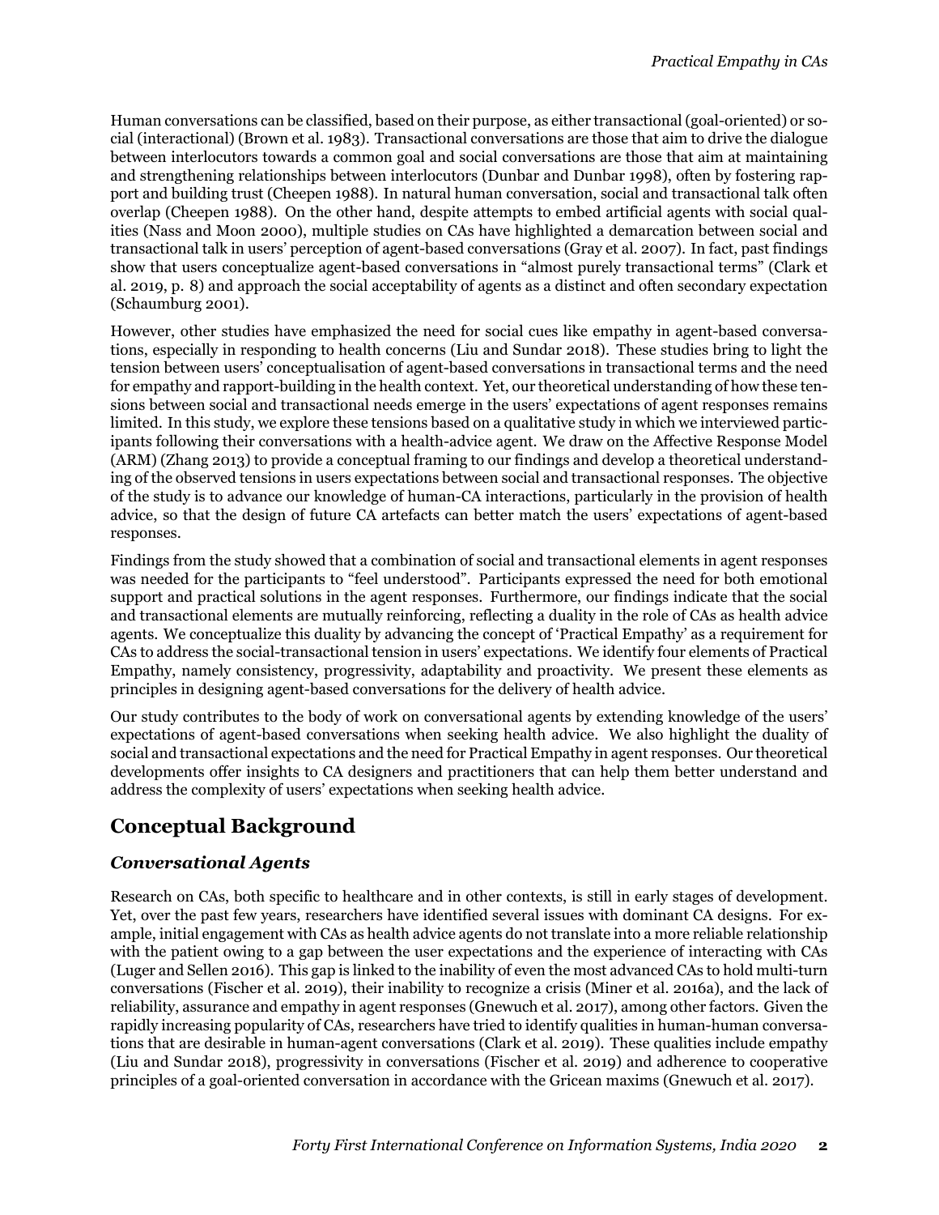Human conversations can be classified, based on their purpose, as either transactional (goal-oriented) or social (interactional) (Brown et al. 1983). Transactional conversations are those that aim to drive the dialogue between interlocutors towards a common goal and social conversations are those that aim at maintaining and strengthening relationships between interlocutors (Dunbar and Dunbar 1998), often by fostering rapport and building trust (Cheepen 1988). In natural human conversation, social and transactional talk often overlap (Cheepen 1988). On the other hand, despite attempts to embed artificial agents with social qualities (Nass and Moon 2000), multiple studies on CAs have highlighted a demarcation between social and transactional talk in users' perception of agent-based conversations (Gray et al. 2007). In fact, past findings show that users conceptualize agent-based conversations in "almost purely transactional terms" (Clark et al. 2019, p. 8) and approach the social acceptability of agents as a distinct and often secondary expectation (Schaumburg 2001).

However, other studies have emphasized the need for social cues like empathy in agent-based conversations, especially in responding to health concerns (Liu and Sundar 2018). These studies bring to light the tension between users' conceptualisation of agent-based conversations in transactional terms and the need for empathy and rapport-building in the health context. Yet, our theoretical understanding of how these tensions between social and transactional needs emerge in the users' expectations of agent responses remains limited. In this study, we explore these tensions based on a qualitative study in which we interviewed participants following their conversations with a health-advice agent. We draw on the Affective Response Model (ARM) (Zhang 2013) to provide a conceptual framing to our findings and develop a theoretical understanding of the observed tensions in users expectations between social and transactional responses. The objective of the study is to advance our knowledge of human-CA interactions, particularly in the provision of health advice, so that the design of future CA artefacts can better match the users' expectations of agent-based responses.

Findings from the study showed that a combination of social and transactional elements in agent responses was needed for the participants to "feel understood". Participants expressed the need for both emotional support and practical solutions in the agent responses. Furthermore, our findings indicate that the social and transactional elements are mutually reinforcing, reflecting a duality in the role of CAs as health advice agents. We conceptualize this duality by advancing the concept of 'Practical Empathy' as a requirement for CAs to address the social-transactional tension in users' expectations. We identify four elements of Practical Empathy, namely consistency, progressivity, adaptability and proactivity. We present these elements as principles in designing agent-based conversations for the delivery of health advice.

Our study contributes to the body of work on conversational agents by extending knowledge of the users' expectations of agent-based conversations when seeking health advice. We also highlight the duality of social and transactional expectations and the need for Practical Empathy in agent responses. Our theoretical developments offer insights to CA designers and practitioners that can help them better understand and address the complexity of users' expectations when seeking health advice.

## Conceptual Background

### *Conversational Agents*

Research on CAs, both specific to healthcare and in other contexts, is still in early stages of development. Yet, over the past few years, researchers have identified several issues with dominant CA designs. For example, initial engagement with CAs as health advice agents do not translate into a more reliable relationship with the patient owing to a gap between the user expectations and the experience of interacting with CAs (Luger and Sellen 2016). This gap is linked to the inability of even the most advanced CAs to hold multi-turn conversations (Fischer et al. 2019), their inability to recognize a crisis (Miner et al. 2016a), and the lack of reliability, assurance and empathy in agent responses (Gnewuch et al. 2017), among other factors. Given the rapidly increasing popularity of CAs, researchers have tried to identify qualities in human-human conversations that are desirable in human-agent conversations (Clark et al. 2019). These qualities include empathy (Liu and Sundar 2018), progressivity in conversations (Fischer et al. 2019) and adherence to cooperative principles of a goal-oriented conversation in accordance with the Gricean maxims (Gnewuch et al. 2017).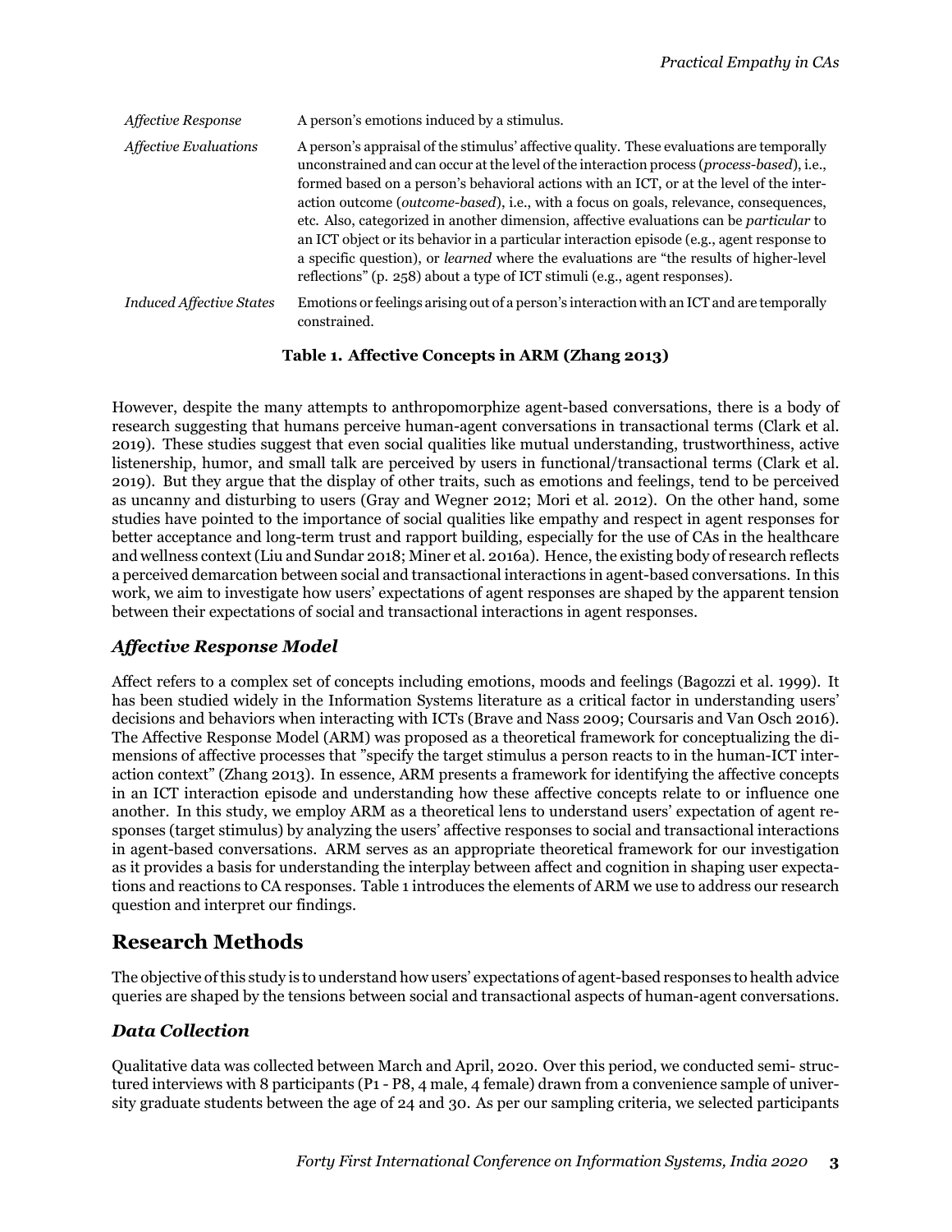| | |
|---|---|
| *Affective Response* | A person's emotions induced by a stimulus. |
| *Affective Evaluations* | A person's appraisal of the stimulus' affective quality. These evaluations are temporally unconstrained and can occur at the level of the interaction process (*process-based*), i.e., formed based on a person's behavioral actions with an ICT, or at the level of the interaction outcome (*outcome-based*), i.e., with a focus on goals, relevance, consequences, etc. Also, categorized in another dimension, affective evaluations can be *particular* to an ICT object or its behavior in a particular interaction episode (e.g., agent response to a specific question), or *learned* where the evaluations are "the results of higher-level reflections" (p. 258) about a type of ICT stimuli (e.g., agent responses). |
| *Induced Affective States* | Emotions or feelings arising out of a person's interaction with an ICT and are temporally constrained. |

**Table 1. Affective Concepts in ARM (Zhang 2013)**

However, despite the many attempts to anthropomorphize agent-based conversations, there is a body of research suggesting that humans perceive human-agent conversations in transactional terms (Clark et al. 2019). These studies suggest that even social qualities like mutual understanding, trustworthiness, active listenership, humor, and small talk are perceived by users in functional/transactional terms (Clark et al. 2019). But they argue that the display of other traits, such as emotions and feelings, tend to be perceived as uncanny and disturbing to users (Gray and Wegner 2012; Mori et al. 2012). On the other hand, some studies have pointed to the importance of social qualities like empathy and respect in agent responses for better acceptance and long-term trust and rapport building, especially for the use of CAs in the healthcare and wellness context (Liu and Sundar 2018; Miner et al. 2016a). Hence, the existing body of research reflects a perceived demarcation between social and transactional interactions in agent-based conversations. In this work, we aim to investigate how users' expectations of agent responses are shaped by the apparent tension between their expectations of social and transactional interactions in agent responses.

### *Affective Response Model*

Affect refers to a complex set of concepts including emotions, moods and feelings (Bagozzi et al. 1999). It has been studied widely in the Information Systems literature as a critical factor in understanding users' decisions and behaviors when interacting with ICTs (Brave and Nass 2009; Coursaris and Van Osch 2016). The Affective Response Model (ARM) was proposed as a theoretical framework for conceptualizing the dimensions of affective processes that "specify the target stimulus a person reacts to in the human-ICT interaction context" (Zhang 2013). In essence, ARM presents a framework for identifying the affective concepts in an ICT interaction episode and understanding how these affective concepts relate to or influence one another. In this study, we employ ARM as a theoretical lens to understand users' expectation of agent responses (target stimulus) by analyzing the users' affective responses to social and transactional interactions in agent-based conversations. ARM serves as an appropriate theoretical framework for our investigation as it provides a basis for understanding the interplay between affect and cognition in shaping user expectations and reactions to CA responses. Table 1 introduces the elements of ARM we use to address our research question and interpret our findings.

## Research Methods

The objective of this study is to understand how users' expectations of agent-based responses to health advice queries are shaped by the tensions between social and transactional aspects of human-agent conversations.

### *Data Collection*

Qualitative data was collected between March and April, 2020. Over this period, we conducted semi- structured interviews with 8 participants (P1 - P8, 4 male, 4 female) drawn from a convenience sample of university graduate students between the age of 24 and 30. As per our sampling criteria, we selected participants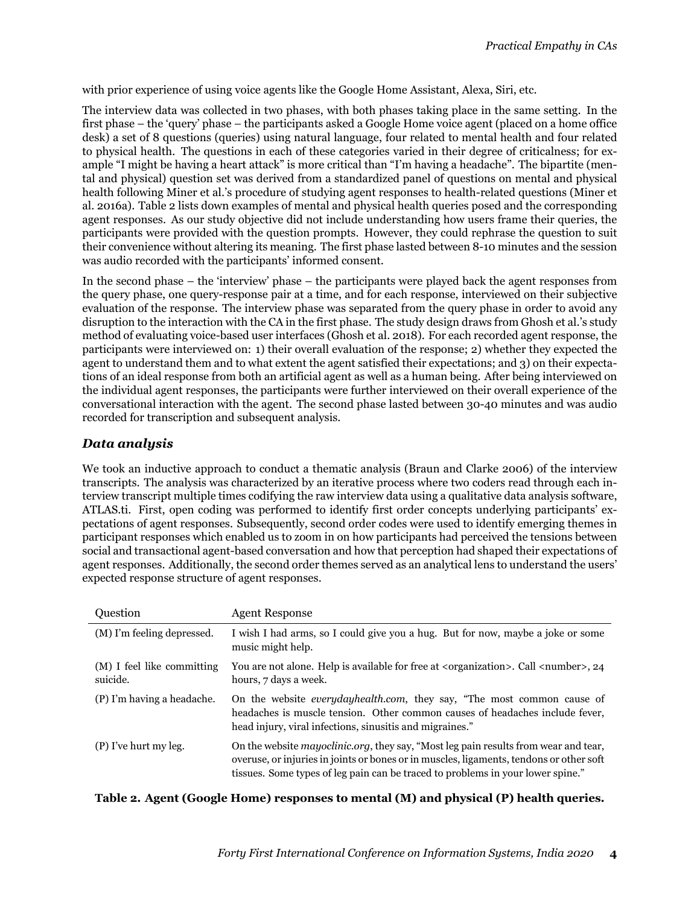with prior experience of using voice agents like the Google Home Assistant, Alexa, Siri, etc.

The interview data was collected in two phases, with both phases taking place in the same setting. In the first phase – the 'query' phase – the participants asked a Google Home voice agent (placed on a home office desk) a set of 8 questions (queries) using natural language, four related to mental health and four related to physical health. The questions in each of these categories varied in their degree of criticalness; for example "I might be having a heart attack" is more critical than "I'm having a headache". The bipartite (mental and physical) question set was derived from a standardized panel of questions on mental and physical health following Miner et al.'s procedure of studying agent responses to health-related questions (Miner et al. 2016a). Table 2 lists down examples of mental and physical health queries posed and the corresponding agent responses. As our study objective did not include understanding how users frame their queries, the participants were provided with the question prompts. However, they could rephrase the question to suit their convenience without altering its meaning. The first phase lasted between 8-10 minutes and the session was audio recorded with the participants' informed consent.

In the second phase – the 'interview' phase – the participants were played back the agent responses from the query phase, one query-response pair at a time, and for each response, interviewed on their subjective evaluation of the response. The interview phase was separated from the query phase in order to avoid any disruption to the interaction with the CA in the first phase. The study design draws from Ghosh et al.'s study method of evaluating voice-based user interfaces (Ghosh et al. 2018). For each recorded agent response, the participants were interviewed on: 1) their overall evaluation of the response; 2) whether they expected the agent to understand them and to what extent the agent satisfied their expectations; and 3) on their expectations of an ideal response from both an artificial agent as well as a human being. After being interviewed on the individual agent responses, the participants were further interviewed on their overall experience of the conversational interaction with the agent. The second phase lasted between 30-40 minutes and was audio recorded for transcription and subsequent analysis.

### *Data analysis*

We took an inductive approach to conduct a thematic analysis (Braun and Clarke 2006) of the interview transcripts. The analysis was characterized by an iterative process where two coders read through each interview transcript multiple times codifying the raw interview data using a qualitative data analysis software, ATLAS.ti. First, open coding was performed to identify first order concepts underlying participants' expectations of agent responses. Subsequently, second order codes were used to identify emerging themes in participant responses which enabled us to zoom in on how participants had perceived the tensions between social and transactional agent-based conversation and how that perception had shaped their expectations of agent responses. Additionally, the second order themes served as an analytical lens to understand the users' expected response structure of agent responses.

| Question | Agent Response |
|---|---|
| (M) I'm feeling depressed. | I wish I had arms, so I could give you a hug. But for now, maybe a joke or some music might help. |
| (M) I feel like committing suicide. | You are not alone. Help is available for free at <organization>. Call <number>, 24 hours, 7 days a week. |
| (P) I'm having a headache. | On the website *everydayhealth.com*, they say, "The most common cause of headaches is muscle tension. Other common causes of headaches include fever, head injury, viral infections, sinusitis and migraines." |
| (P) I've hurt my leg. | On the website *mayoclinic.org*, they say, "Most leg pain results from wear and tear, overuse, or injuries in joints or bones or in muscles, ligaments, tendons or other soft tissues. Some types of leg pain can be traced to problems in your lower spine." |

**Table 2. Agent (Google Home) responses to mental (M) and physical (P) health queries.**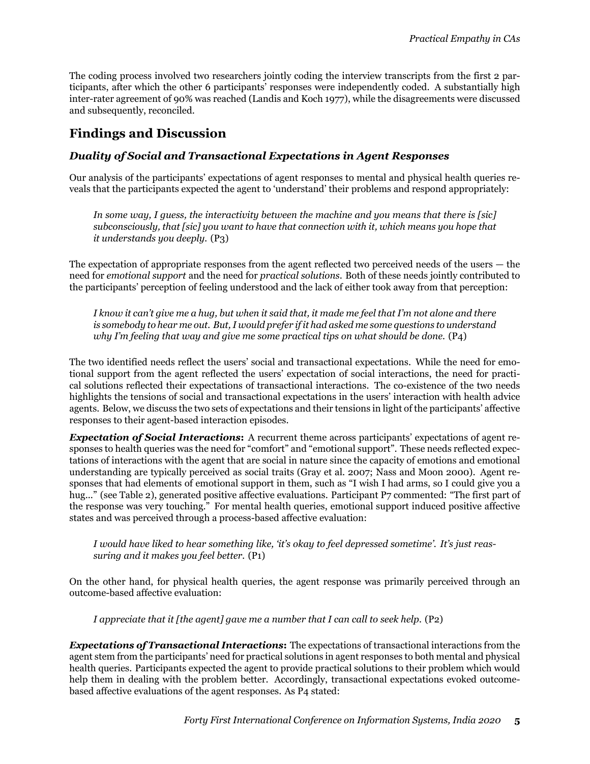The coding process involved two researchers jointly coding the interview transcripts from the first 2 participants, after which the other 6 participants' responses were independently coded. A substantially high inter-rater agreement of 90% was reached (Landis and Koch 1977), while the disagreements were discussed and subsequently, reconciled.

## Findings and Discussion

### *Duality of Social and Transactional Expectations in Agent Responses*

Our analysis of the participants' expectations of agent responses to mental and physical health queries reveals that the participants expected the agent to 'understand' their problems and respond appropriately:

> *In some way, I guess, the interactivity between the machine and you means that there is [sic] subconsciously, that [sic] you want to have that connection with it, which means you hope that it understands you deeply.* (P3)

The expectation of appropriate responses from the agent reflected two perceived needs of the users — the need for *emotional support* and the need for *practical solutions*. Both of these needs jointly contributed to the participants' perception of feeling understood and the lack of either took away from that perception:

> *I know it can't give me a hug, but when it said that, it made me feel that I'm not alone and there is somebody to hear me out. But, I would prefer if it had asked me some questions to understand why I'm feeling that way and give me some practical tips on what should be done.* (P4)

The two identified needs reflect the users' social and transactional expectations. While the need for emotional support from the agent reflected the users' expectation of social interactions, the need for practical solutions reflected their expectations of transactional interactions. The co-existence of the two needs highlights the tensions of social and transactional expectations in the users' interaction with health advice agents. Below, we discuss the two sets of expectations and their tensions in light of the participants' affective responses to their agent-based interaction episodes.

***Expectation of Social Interactions*:** A recurrent theme across participants' expectations of agent responses to health queries was the need for "comfort" and "emotional support". These needs reflected expectations of interactions with the agent that are social in nature since the capacity of emotions and emotional understanding are typically perceived as social traits (Gray et al. 2007; Nass and Moon 2000). Agent responses that had elements of emotional support in them, such as "I wish I had arms, so I could give you a hug…" (see Table 2), generated positive affective evaluations. Participant P7 commented: "The first part of the response was very touching." For mental health queries, emotional support induced positive affective states and was perceived through a process-based affective evaluation:

> *I would have liked to hear something like, 'it's okay to feel depressed sometime'. It's just reassuring and it makes you feel better.* (P1)

On the other hand, for physical health queries, the agent response was primarily perceived through an outcome-based affective evaluation:

> *I appreciate that it [the agent] gave me a number that I can call to seek help.* (P2)

***Expectations of Transactional Interactions*:** The expectations of transactional interactions from the agent stem from the participants' need for practical solutions in agent responses to both mental and physical health queries. Participants expected the agent to provide practical solutions to their problem which would help them in dealing with the problem better. Accordingly, transactional expectations evoked outcome-based affective evaluations of the agent responses. As P4 stated: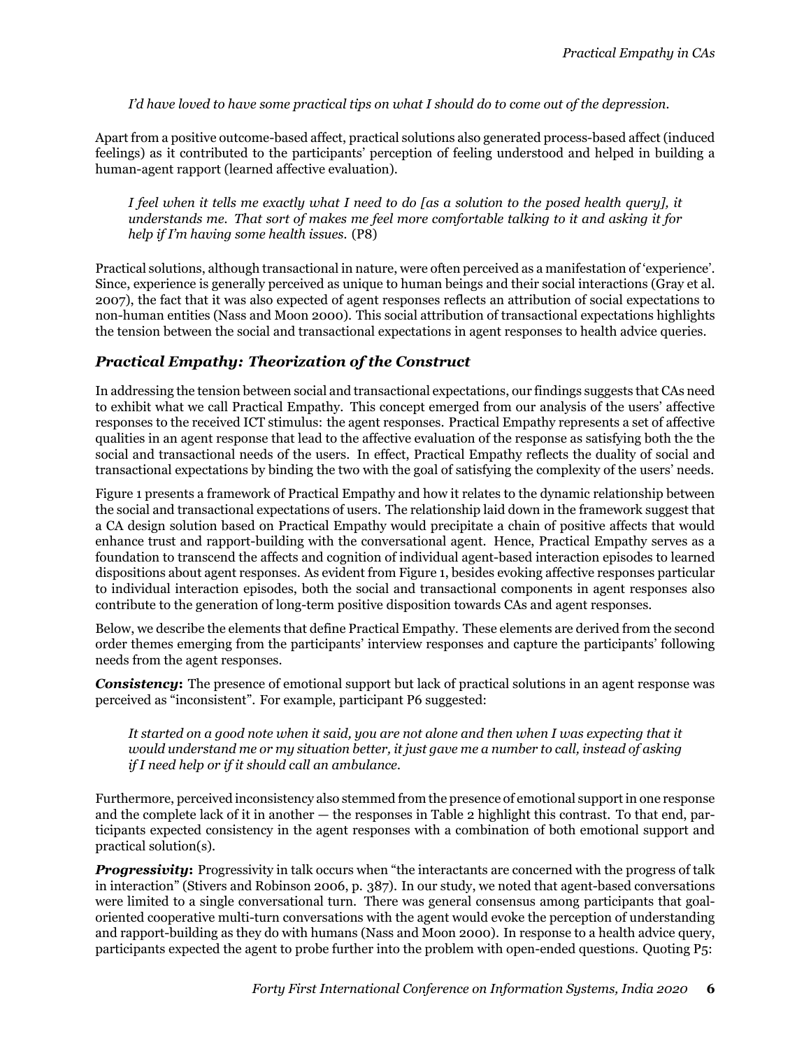*I'd have loved to have some practical tips on what I should do to come out of the depression.*

Apart from a positive outcome-based affect, practical solutions also generated process-based affect (induced feelings) as it contributed to the participants' perception of feeling understood and helped in building a human-agent rapport (learned affective evaluation).

> *I feel when it tells me exactly what I need to do [as a solution to the posed health query], it understands me. That sort of makes me feel more comfortable talking to it and asking it for help if I'm having some health issues.* (P8)

Practical solutions, although transactional in nature, were often perceived as a manifestation of 'experience'. Since, experience is generally perceived as unique to human beings and their social interactions (Gray et al. 2007), the fact that it was also expected of agent responses reflects an attribution of social expectations to non-human entities (Nass and Moon 2000). This social attribution of transactional expectations highlights the tension between the social and transactional expectations in agent responses to health advice queries.

## *Practical Empathy: Theorization of the Construct*

In addressing the tension between social and transactional expectations, our findings suggests that CAs need to exhibit what we call Practical Empathy. This concept emerged from our analysis of the users' affective responses to the received ICT stimulus: the agent responses. Practical Empathy represents a set of affective qualities in an agent response that lead to the affective evaluation of the response as satisfying both the the social and transactional needs of the users. In effect, Practical Empathy reflects the duality of social and transactional expectations by binding the two with the goal of satisfying the complexity of the users' needs.

Figure 1 presents a framework of Practical Empathy and how it relates to the dynamic relationship between the social and transactional expectations of users. The relationship laid down in the framework suggest that a CA design solution based on Practical Empathy would precipitate a chain of positive affects that would enhance trust and rapport-building with the conversational agent. Hence, Practical Empathy serves as a foundation to transcend the affects and cognition of individual agent-based interaction episodes to learned dispositions about agent responses. As evident from Figure 1, besides evoking affective responses particular to individual interaction episodes, both the social and transactional components in agent responses also contribute to the generation of long-term positive disposition towards CAs and agent responses.

Below, we describe the elements that define Practical Empathy. These elements are derived from the second order themes emerging from the participants' interview responses and capture the participants' following needs from the agent responses.

***Consistency*:** The presence of emotional support but lack of practical solutions in an agent response was perceived as "inconsistent". For example, participant P6 suggested:

> *It started on a good note when it said, you are not alone and then when I was expecting that it would understand me or my situation better, it just gave me a number to call, instead of asking if I need help or if it should call an ambulance.*

Furthermore, perceived inconsistency also stemmed from the presence of emotional support in one response and the complete lack of it in another — the responses in Table 2 highlight this contrast. To that end, participants expected consistency in the agent responses with a combination of both emotional support and practical solution(s).

***Progressivity*:** Progressivity in talk occurs when "the interactants are concerned with the progress of talk in interaction" (Stivers and Robinson 2006, p. 387). In our study, we noted that agent-based conversations were limited to a single conversational turn. There was general consensus among participants that goal-oriented cooperative multi-turn conversations with the agent would evoke the perception of understanding and rapport-building as they do with humans (Nass and Moon 2000). In response to a health advice query, participants expected the agent to probe further into the problem with open-ended questions. Quoting P5: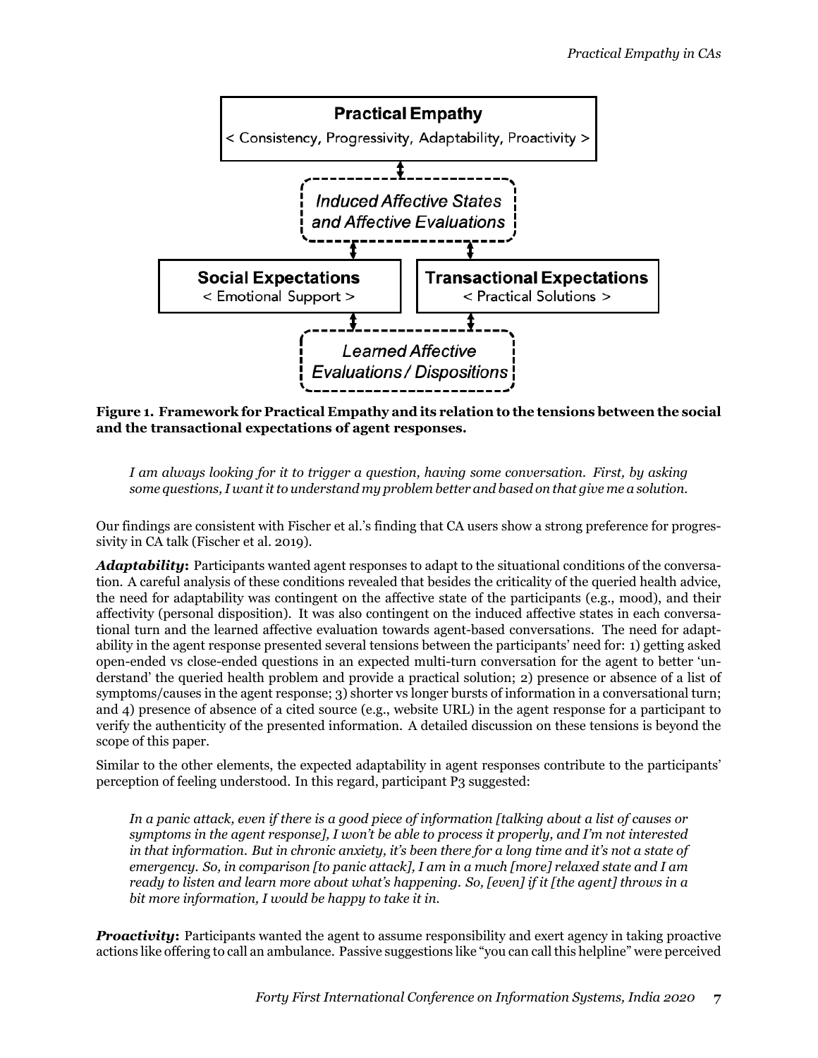**Figure 1. Framework for Practical Empathy and its relation to the tensions between the social and the transactional expectations of agent responses.**

> *I am always looking for it to trigger a question, having some conversation. First, by asking some questions, I want it to understand my problem better and based on that give me a solution.*

Our findings are consistent with Fischer et al.'s finding that CA users show a strong preference for progressivity in CA talk (Fischer et al. 2019).

***Adaptability*:** Participants wanted agent responses to adapt to the situational conditions of the conversation. A careful analysis of these conditions revealed that besides the criticality of the queried health advice, the need for adaptability was contingent on the affective state of the participants (e.g., mood), and their affectivity (personal disposition). It was also contingent on the induced affective states in each conversational turn and the learned affective evaluation towards agent-based conversations. The need for adaptability in the agent response presented several tensions between the participants' need for: 1) getting asked open-ended vs close-ended questions in an expected multi-turn conversation for the agent to better 'understand' the queried health problem and provide a practical solution; 2) presence or absence of a list of symptoms/causes in the agent response; 3) shorter vs longer bursts of information in a conversational turn; and 4) presence of absence of a cited source (e.g., website URL) in the agent response for a participant to verify the authenticity of the presented information. A detailed discussion on these tensions is beyond the scope of this paper.

Similar to the other elements, the expected adaptability in agent responses contribute to the participants' perception of feeling understood. In this regard, participant P3 suggested:

> *In a panic attack, even if there is a good piece of information [talking about a list of causes or symptoms in the agent response], I won't be able to process it properly, and I'm not interested in that information. But in chronic anxiety, it's been there for a long time and it's not a state of emergency. So, in comparison [to panic attack], I am in a much [more] relaxed state and I am ready to listen and learn more about what's happening. So, [even] if it [the agent] throws in a bit more information, I would be happy to take it in.*

***Proactivity*:** Participants wanted the agent to assume responsibility and exert agency in taking proactive actions like offering to call an ambulance. Passive suggestions like "you can call this helpline" were perceived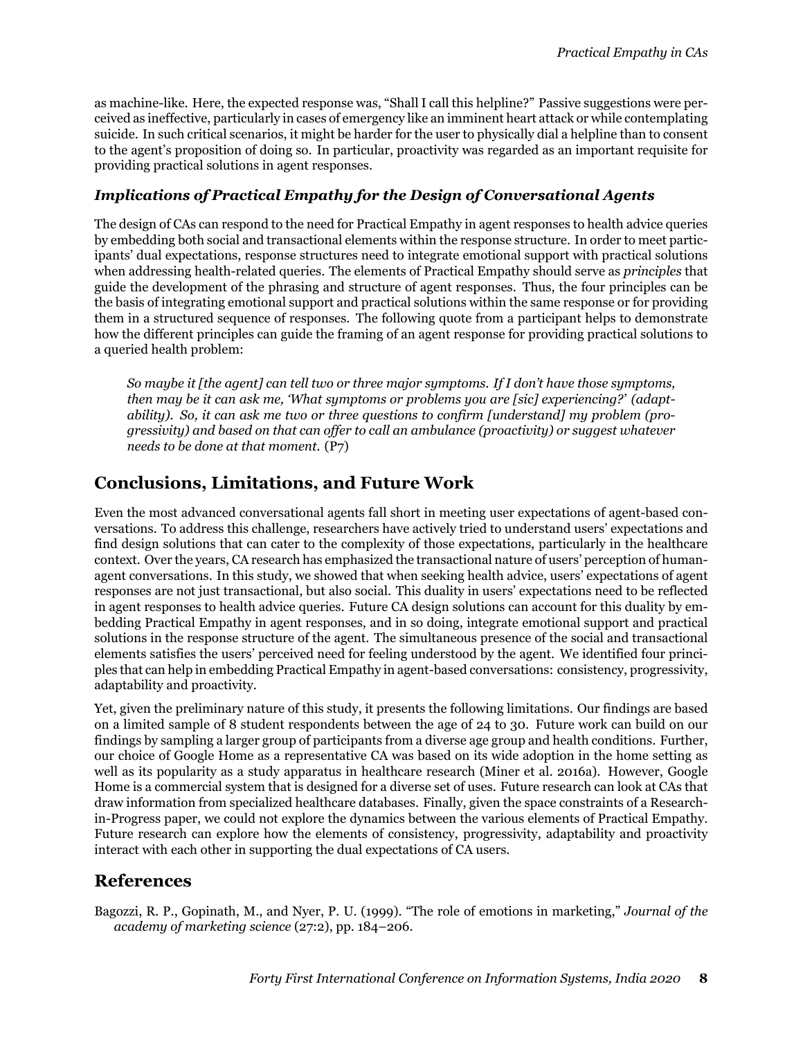as machine-like. Here, the expected response was, "Shall I call this helpline?" Passive suggestions were perceived as ineffective, particularly in cases of emergency like an imminent heart attack or while contemplating suicide. In such critical scenarios, it might be harder for the user to physically dial a helpline than to consent to the agent's proposition of doing so. In particular, proactivity was regarded as an important requisite for providing practical solutions in agent responses.

### *Implications of Practical Empathy for the Design of Conversational Agents*

The design of CAs can respond to the need for Practical Empathy in agent responses to health advice queries by embedding both social and transactional elements within the response structure. In order to meet participants' dual expectations, response structures need to integrate emotional support with practical solutions when addressing health-related queries. The elements of Practical Empathy should serve as *principles* that guide the development of the phrasing and structure of agent responses. Thus, the four principles can be the basis of integrating emotional support and practical solutions within the same response or for providing them in a structured sequence of responses. The following quote from a participant helps to demonstrate how the different principles can guide the framing of an agent response for providing practical solutions to a queried health problem:

> *So maybe it [the agent] can tell two or three major symptoms. If I don't have those symptoms, then may be it can ask me, 'What symptoms or problems you are [sic] experiencing?' (adaptability). So, it can ask me two or three questions to confirm [understand] my problem (progressivity) and based on that can offer to call an ambulance (proactivity) or suggest whatever needs to be done at that moment.* (P7)

## Conclusions, Limitations, and Future Work

Even the most advanced conversational agents fall short in meeting user expectations of agent-based conversations. To address this challenge, researchers have actively tried to understand users' expectations and find design solutions that can cater to the complexity of those expectations, particularly in the healthcare context. Over the years, CA research has emphasized the transactional nature of users' perception of human-agent conversations. In this study, we showed that when seeking health advice, users' expectations of agent responses are not just transactional, but also social. This duality in users' expectations need to be reflected in agent responses to health advice queries. Future CA design solutions can account for this duality by embedding Practical Empathy in agent responses, and in so doing, integrate emotional support and practical solutions in the response structure of the agent. The simultaneous presence of the social and transactional elements satisfies the users' perceived need for feeling understood by the agent. We identified four principles that can help in embedding Practical Empathy in agent-based conversations: consistency, progressivity, adaptability and proactivity.

Yet, given the preliminary nature of this study, it presents the following limitations. Our findings are based on a limited sample of 8 student respondents between the age of 24 to 30. Future work can build on our findings by sampling a larger group of participants from a diverse age group and health conditions. Further, our choice of Google Home as a representative CA was based on its wide adoption in the home setting as well as its popularity as a study apparatus in healthcare research (Miner et al. 2016a). However, Google Home is a commercial system that is designed for a diverse set of uses. Future research can look at CAs that draw information from specialized healthcare databases. Finally, given the space constraints of a Research-in-Progress paper, we could not explore the dynamics between the various elements of Practical Empathy. Future research can explore how the elements of consistency, progressivity, adaptability and proactivity interact with each other in supporting the dual expectations of CA users.

## References

Bagozzi, R. P., Gopinath, M., and Nyer, P. U. (1999). "The role of emotions in marketing," *Journal of the academy of marketing science* (27:2), pp. 184–206.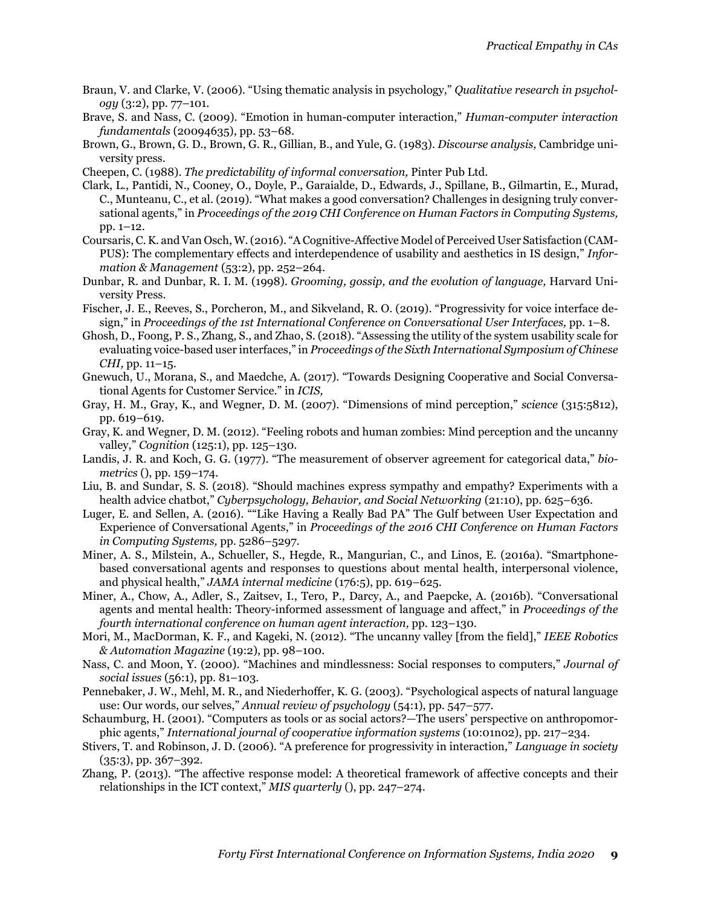Braun, V. and Clarke, V. (2006). "Using thematic analysis in psychology," *Qualitative research in psychology* (3:2), pp. 77–101.

Brave, S. and Nass, C. (2009). "Emotion in human-computer interaction," *Human-computer interaction fundamentals* (20094635), pp. 53–68.

Brown, G., Brown, G. D., Brown, G. R., Gillian, B., and Yule, G. (1983). *Discourse analysis,* Cambridge university press.

Cheepen, C. (1988). *The predictability of informal conversation,* Pinter Pub Ltd.

Clark, L., Pantidi, N., Cooney, O., Doyle, P., Garaialde, D., Edwards, J., Spillane, B., Gilmartin, E., Murad, C., Munteanu, C., et al. (2019). "What makes a good conversation? Challenges in designing truly conversational agents," in *Proceedings of the 2019 CHI Conference on Human Factors in Computing Systems,* pp. 1–12.

Coursaris, C. K. and Van Osch, W. (2016). "A Cognitive-Affective Model of Perceived User Satisfaction (CAMPUS): The complementary effects and interdependence of usability and aesthetics in IS design," *Information & Management* (53:2), pp. 252–264.

Dunbar, R. and Dunbar, R. I. M. (1998). *Grooming, gossip, and the evolution of language,* Harvard University Press.

Fischer, J. E., Reeves, S., Porcheron, M., and Sikveland, R. O. (2019). "Progressivity for voice interface design," in *Proceedings of the 1st International Conference on Conversational User Interfaces,* pp. 1–8.

Ghosh, D., Foong, P. S., Zhang, S., and Zhao, S. (2018). "Assessing the utility of the system usability scale for evaluating voice-based user interfaces," in *Proceedings of the Sixth International Symposium of Chinese CHI,* pp. 11–15.

Gnewuch, U., Morana, S., and Maedche, A. (2017). "Towards Designing Cooperative and Social Conversational Agents for Customer Service." in *ICIS,*

Gray, H. M., Gray, K., and Wegner, D. M. (2007). "Dimensions of mind perception," *science* (315:5812), pp. 619–619.

Gray, K. and Wegner, D. M. (2012). "Feeling robots and human zombies: Mind perception and the uncanny valley," *Cognition* (125:1), pp. 125–130.

Landis, J. R. and Koch, G. G. (1977). "The measurement of observer agreement for categorical data," *biometrics* (), pp. 159–174.

Liu, B. and Sundar, S. S. (2018). "Should machines express sympathy and empathy? Experiments with a health advice chatbot," *Cyberpsychology, Behavior, and Social Networking* (21:10), pp. 625–636.

Luger, E. and Sellen, A. (2016). ""Like Having a Really Bad PA" The Gulf between User Expectation and Experience of Conversational Agents," in *Proceedings of the 2016 CHI Conference on Human Factors in Computing Systems,* pp. 5286–5297.

Miner, A. S., Milstein, A., Schueller, S., Hegde, R., Mangurian, C., and Linos, E. (2016a). "Smartphone-based conversational agents and responses to questions about mental health, interpersonal violence, and physical health," *JAMA internal medicine* (176:5), pp. 619–625.

Miner, A., Chow, A., Adler, S., Zaitsev, I., Tero, P., Darcy, A., and Paepcke, A. (2016b). "Conversational agents and mental health: Theory-informed assessment of language and affect," in *Proceedings of the fourth international conference on human agent interaction,* pp. 123–130.

Mori, M., MacDorman, K. F., and Kageki, N. (2012). "The uncanny valley [from the field]," *IEEE Robotics & Automation Magazine* (19:2), pp. 98–100.

Nass, C. and Moon, Y. (2000). "Machines and mindlessness: Social responses to computers," *Journal of social issues* (56:1), pp. 81–103.

Pennebaker, J. W., Mehl, M. R., and Niederhoffer, K. G. (2003). "Psychological aspects of natural language use: Our words, our selves," *Annual review of psychology* (54:1), pp. 547–577.

Schaumburg, H. (2001). "Computers as tools or as social actors?—The users' perspective on anthropomorphic agents," *International journal of cooperative information systems* (10:01n02), pp. 217–234.

Stivers, T. and Robinson, J. D. (2006). "A preference for progressivity in interaction," *Language in society* (35:3), pp. 367–392.

Zhang, P. (2013). "The affective response model: A theoretical framework of affective concepts and their relationships in the ICT context," *MIS quarterly* (), pp. 247–274.